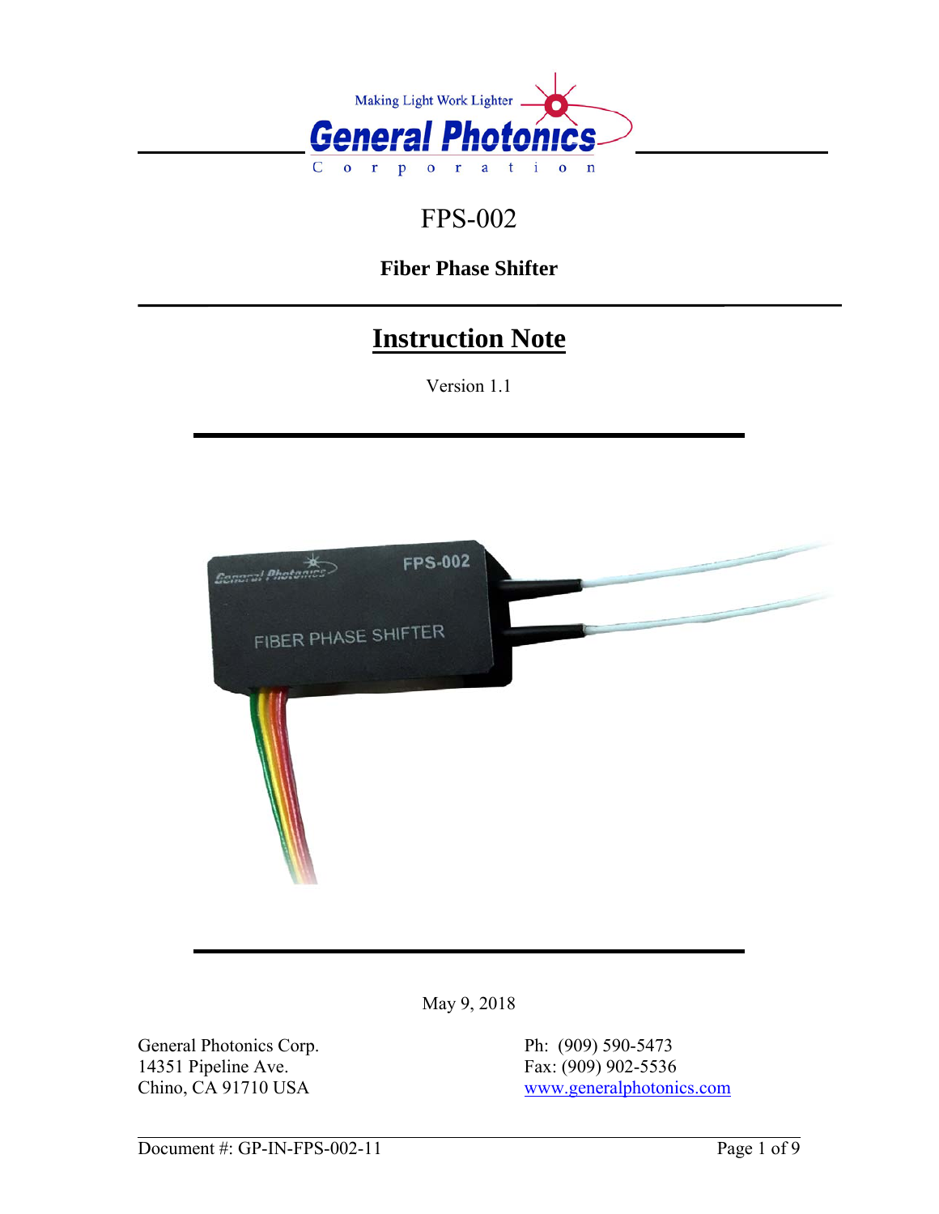Making Light Work Lighter

**General Photonics**

Corporation

# FPS-002

**Fiber Phase Shifter**

## Instruction Note

Version 1.1

May 9, 2018

General Photonics Corp.
14351 Pipeline Ave.
Chino, CA 91710 USA

Ph: (909) 590-5473
Fax: (909) 902-5536
www.generalphotonics.com

Document #: GP-IN-FPS-002-11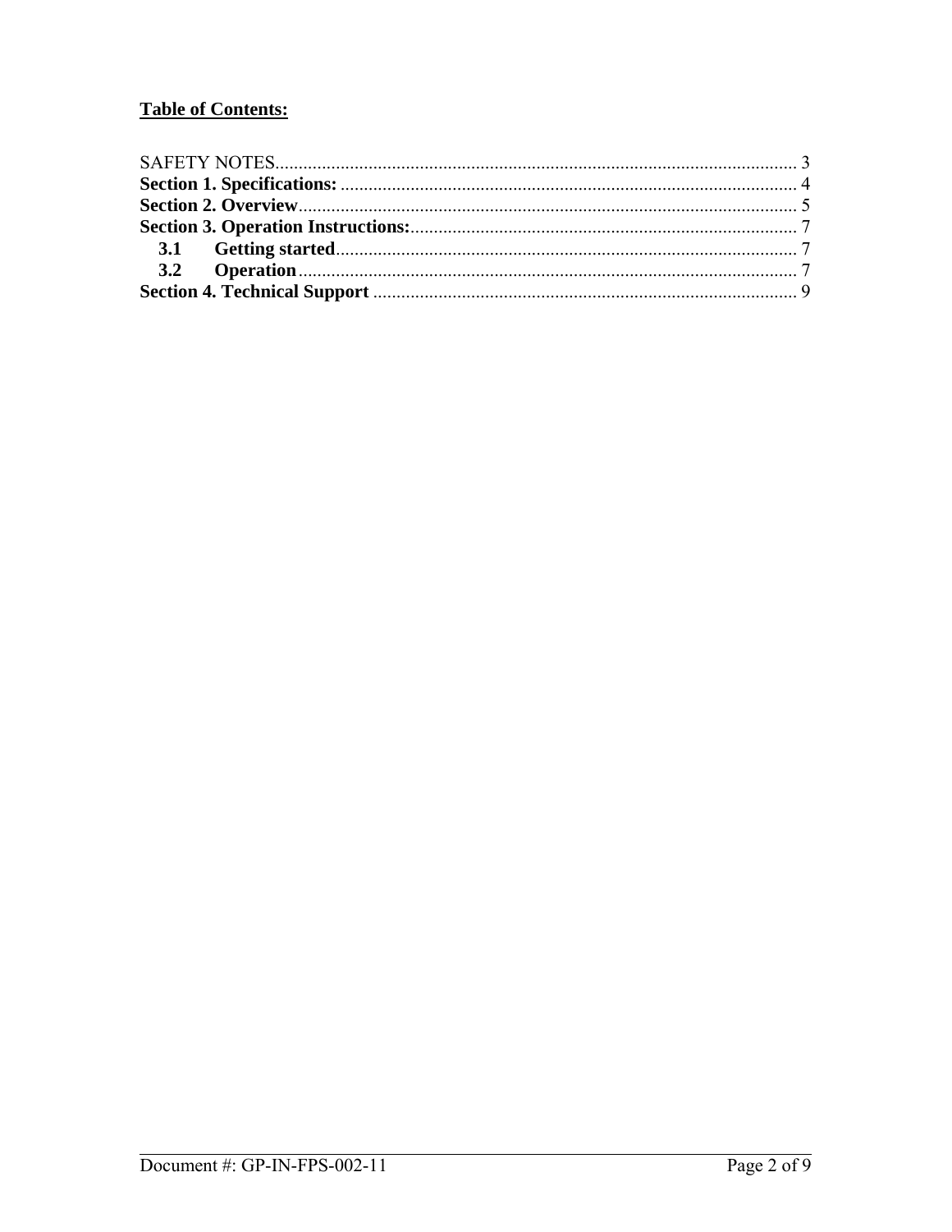**Table of Contents:**

SAFETY NOTES ............................................................ 3
**Section 1. Specifications:** ............................................................ 4
**Section 2. Overview** ............................................................ 5
**Section 3. Operation Instructions:** ............................................................ 7
  **3.1 Getting started** ............................................................ 7
  **3.2 Operation** ............................................................ 7
**Section 4. Technical Support** ............................................................ 9

Document #: GP-IN-FPS-002-11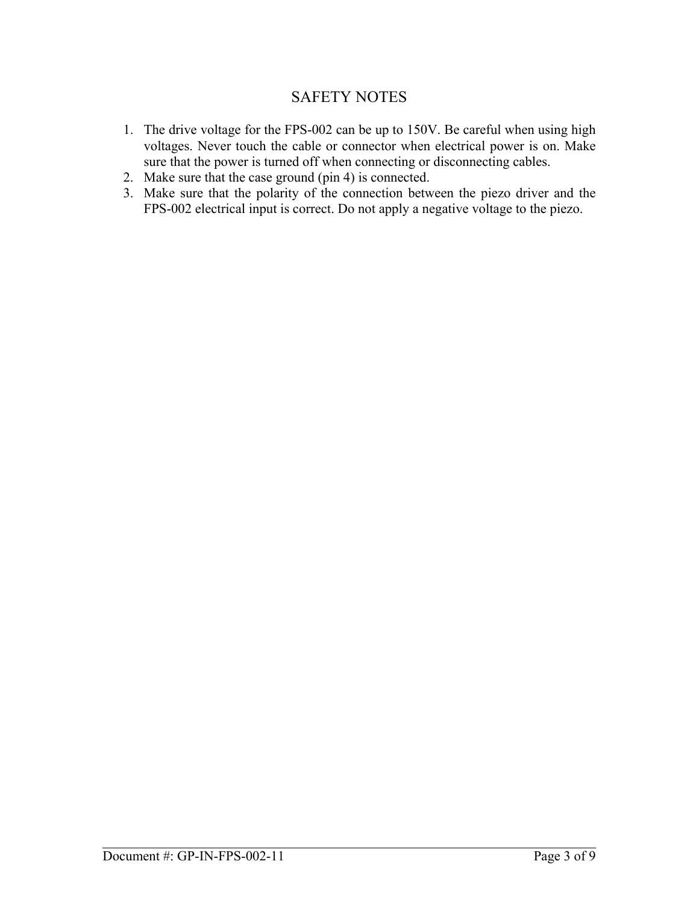# SAFETY NOTES

1. The drive voltage for the FPS-002 can be up to 150V. Be careful when using high voltages. Never touch the cable or connector when electrical power is on. Make sure that the power is turned off when connecting or disconnecting cables.
2. Make sure that the case ground (pin 4) is connected.
3. Make sure that the polarity of the connection between the piezo driver and the FPS-002 electrical input is correct. Do not apply a negative voltage to the piezo.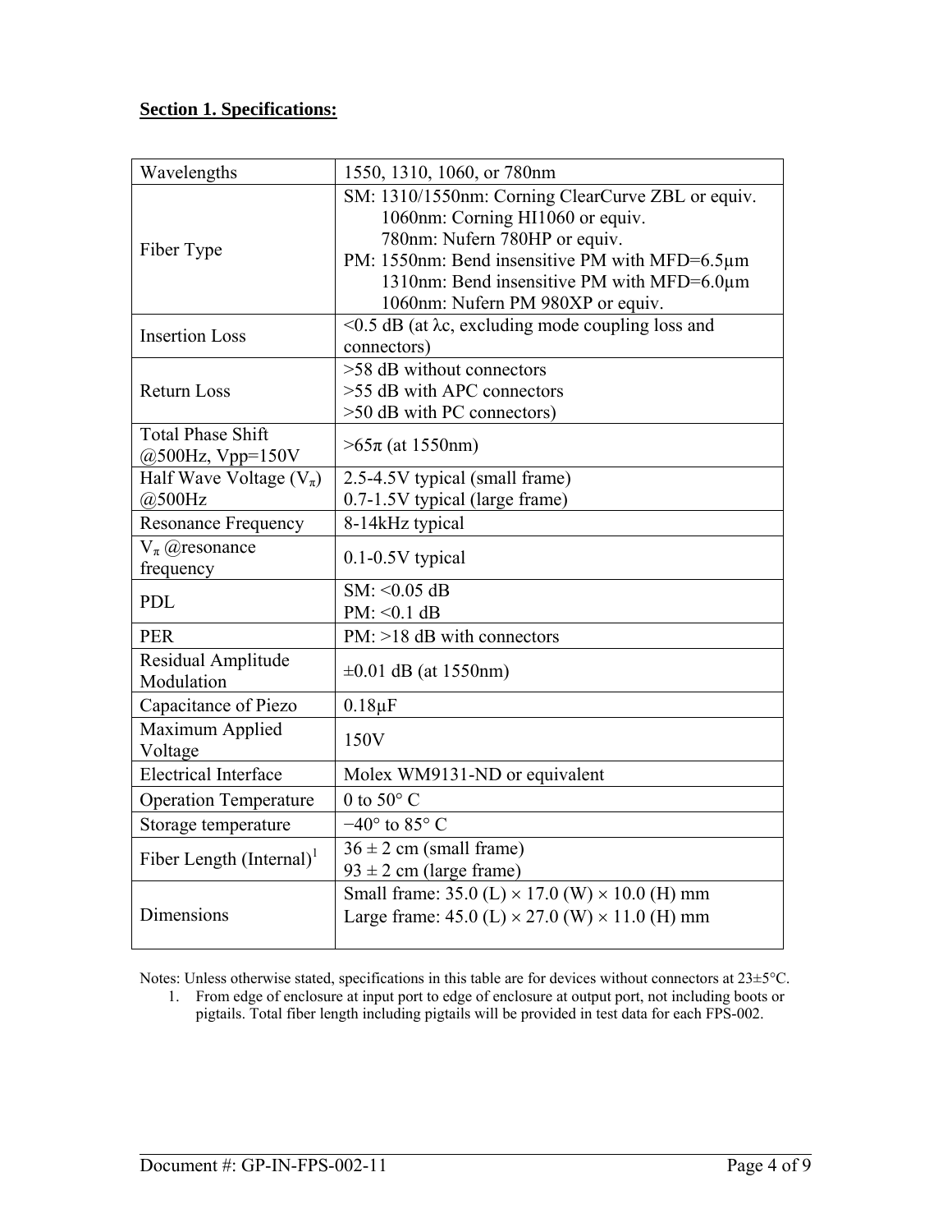**Section 1. Specifications:**

| | |
|---|---|
| Wavelengths | 1550, 1310, 1060, or 780nm |
| Fiber Type | SM: 1310/1550nm: Corning ClearCurve ZBL or equiv.<br>1060nm: Corning HI1060 or equiv.<br>780nm: Nufern 780HP or equiv.<br>PM: 1550nm: Bend insensitive PM with MFD=6.5µm<br>1310nm: Bend insensitive PM with MFD=6.0µm<br>1060nm: Nufern PM 980XP or equiv. |
| Insertion Loss | <0.5 dB (at $\lambda c$, excluding mode coupling loss and connectors) |
| Return Loss | >58 dB without connectors<br>>55 dB with APC connectors<br>>50 dB with PC connectors) |
| Total Phase Shift @500Hz, Vpp=150V | >65π (at 1550nm) |
| Half Wave Voltage ($V_{\pi}$) @500Hz | 2.5-4.5V typical (small frame)<br>0.7-1.5V typical (large frame) |
| Resonance Frequency | 8-14kHz typical |
| $V_{\pi}$ @resonance frequency | 0.1-0.5V typical |
| PDL | SM: <0.05 dB<br>PM: <0.1 dB |
| PER | PM: >18 dB with connectors |
| Residual Amplitude Modulation | ±0.01 dB (at 1550nm) |
| Capacitance of Piezo | 0.18µF |
| Maximum Applied Voltage | 150V |
| Electrical Interface | Molex WM9131-ND or equivalent |
| Operation Temperature | 0 to 50° C |
| Storage temperature | −40° to 85° C |
| Fiber Length (Internal)[1] | 36 ± 2 cm (small frame)<br>93 ± 2 cm (large frame) |
| Dimensions | Small frame: 35.0 (L) × 17.0 (W) × 10.0 (H) mm<br>Large frame: 45.0 (L) × 27.0 (W) × 11.0 (H) mm |

Notes: Unless otherwise stated, specifications in this table are for devices without connectors at 23±5°C.

1. From edge of enclosure at input port to edge of enclosure at output port, not including boots or pigtails. Total fiber length including pigtails will be provided in test data for each FPS-002.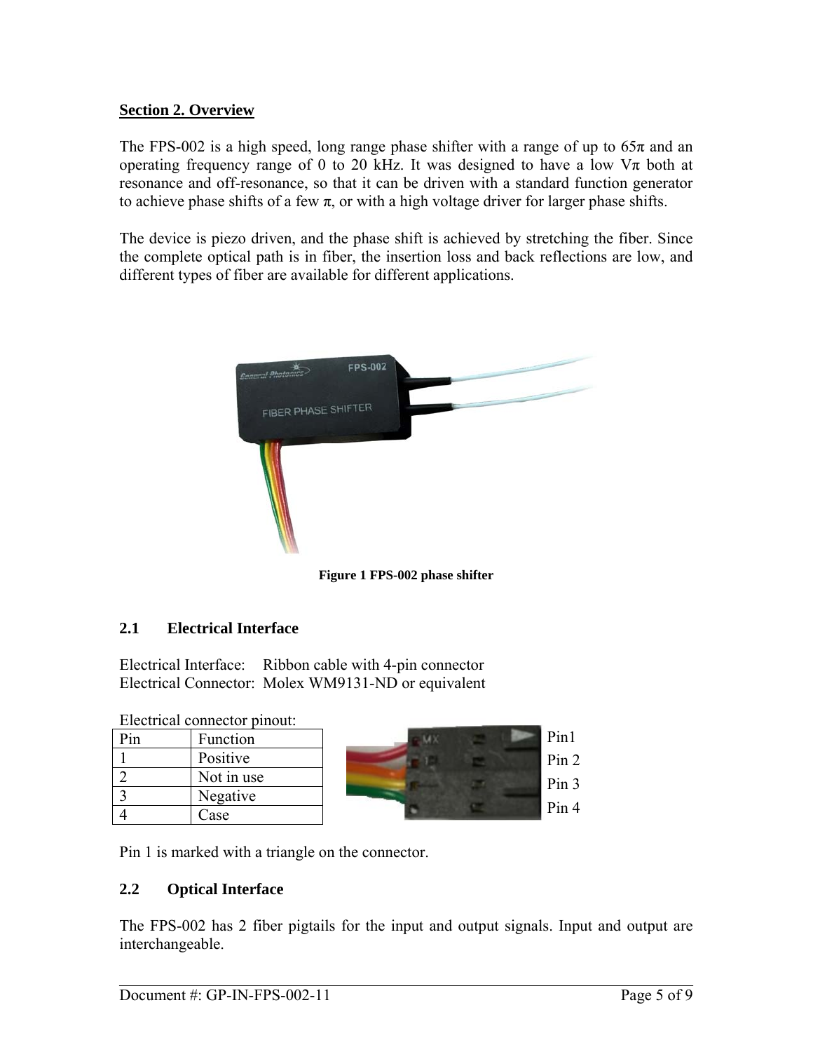## Section 2. Overview

The FPS-002 is a high speed, long range phase shifter with a range of up to 65π and an operating frequency range of 0 to 20 kHz. It was designed to have a low Vπ both at resonance and off-resonance, so that it can be driven with a standard function generator to achieve phase shifts of a few π, or with a high voltage driver for larger phase shifts.

The device is piezo driven, and the phase shift is achieved by stretching the fiber. Since the complete optical path is in fiber, the insertion loss and back reflections are low, and different types of fiber are available for different applications.

**Figure 1 FPS-002 phase shifter**

### 2.1 Electrical Interface

Electrical Interface: Ribbon cable with 4-pin connector
Electrical Connector: Molex WM9131-ND or equivalent

Electrical connector pinout:

| Pin | Function |
|---|---|
| 1 | Positive |
| 2 | Not in use |
| 3 | Negative |
| 4 | Case |

Pin1
Pin 2
Pin 3
Pin 4

Pin 1 is marked with a triangle on the connector.

### 2.2 Optical Interface

The FPS-002 has 2 fiber pigtails for the input and output signals. Input and output are interchangeable.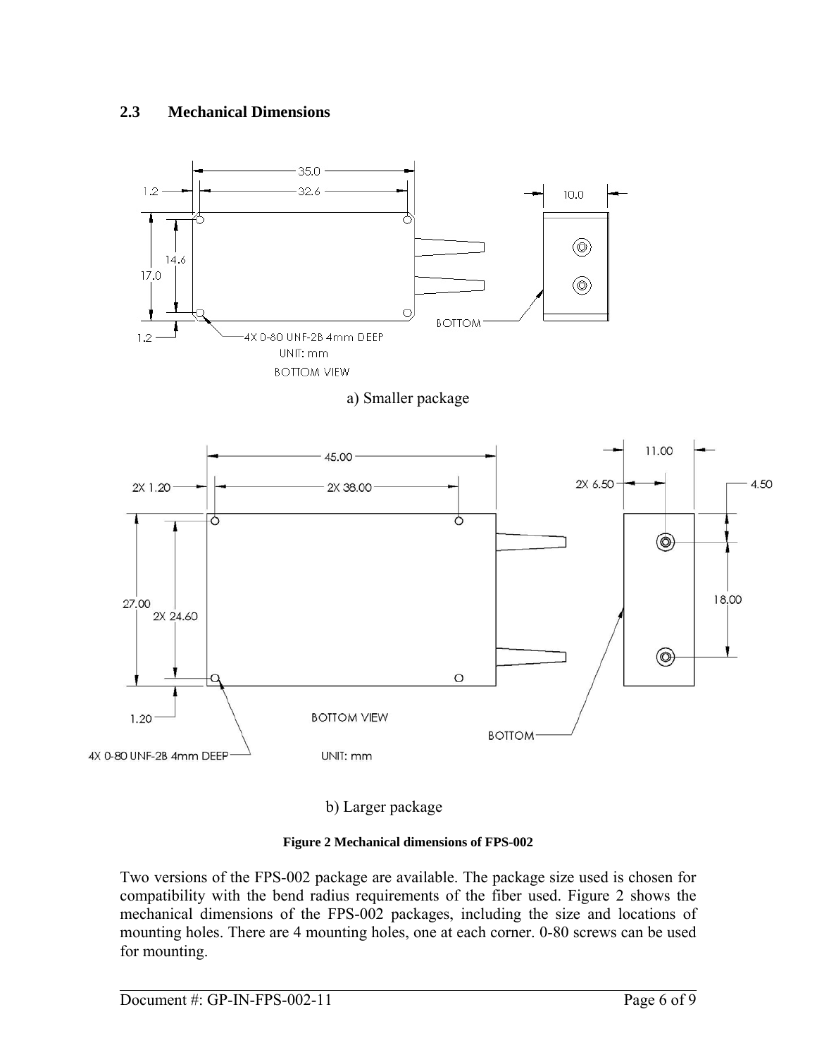## 2.3 Mechanical Dimensions

a) Smaller package

b) Larger package

**Figure 2 Mechanical dimensions of FPS-002**

Two versions of the FPS-002 package are available. The package size used is chosen for compatibility with the bend radius requirements of the fiber used. Figure 2 shows the mechanical dimensions of the FPS-002 packages, including the size and locations of mounting holes. There are 4 mounting holes, one at each corner. 0-80 screws can be used for mounting.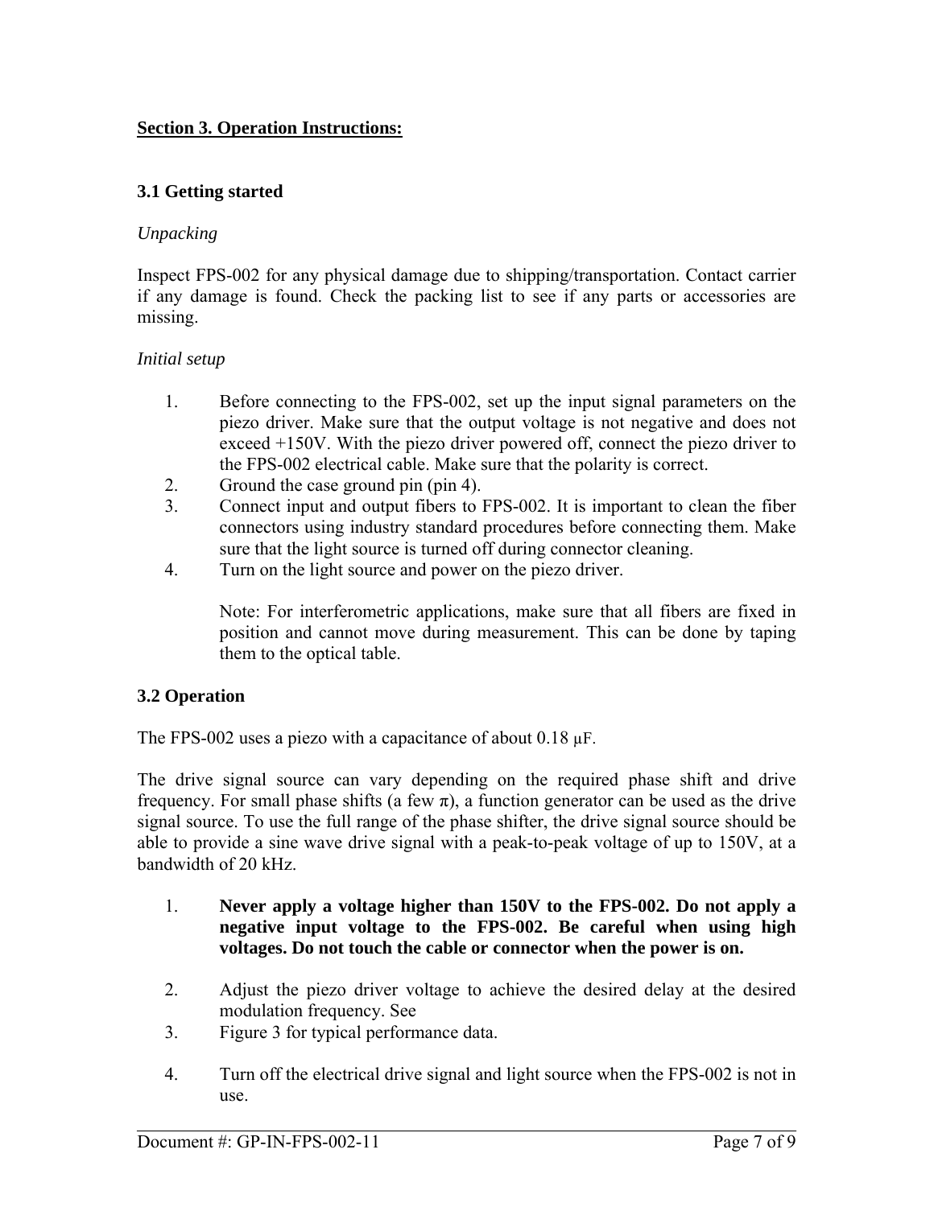## **Section 3. Operation Instructions:**

### 3.1 Getting started

*Unpacking*

Inspect FPS-002 for any physical damage due to shipping/transportation. Contact carrier if any damage is found. Check the packing list to see if any parts or accessories are missing.

*Initial setup*

1. Before connecting to the FPS-002, set up the input signal parameters on the piezo driver. Make sure that the output voltage is not negative and does not exceed +150V. With the piezo driver powered off, connect the piezo driver to the FPS-002 electrical cable. Make sure that the polarity is correct.
2. Ground the case ground pin (pin 4).
3. Connect input and output fibers to FPS-002. It is important to clean the fiber connectors using industry standard procedures before connecting them. Make sure that the light source is turned off during connector cleaning.
4. Turn on the light source and power on the piezo driver.

   Note: For interferometric applications, make sure that all fibers are fixed in position and cannot move during measurement. This can be done by taping them to the optical table.

### 3.2 Operation

The FPS-002 uses a piezo with a capacitance of about 0.18 μF.

The drive signal source can vary depending on the required phase shift and drive frequency. For small phase shifts (a few $\pi$), a function generator can be used as the drive signal source. To use the full range of the phase shifter, the drive signal source should be able to provide a sine wave drive signal with a peak-to-peak voltage of up to 150V, at a bandwidth of 20 kHz.

1. **Never apply a voltage higher than 150V to the FPS-002. Do not apply a negative input voltage to the FPS-002. Be careful when using high voltages. Do not touch the cable or connector when the power is on.**

2. Adjust the piezo driver voltage to achieve the desired delay at the desired modulation frequency. See
3. Figure 3 for typical performance data.

4. Turn off the electrical drive signal and light source when the FPS-002 is not in use.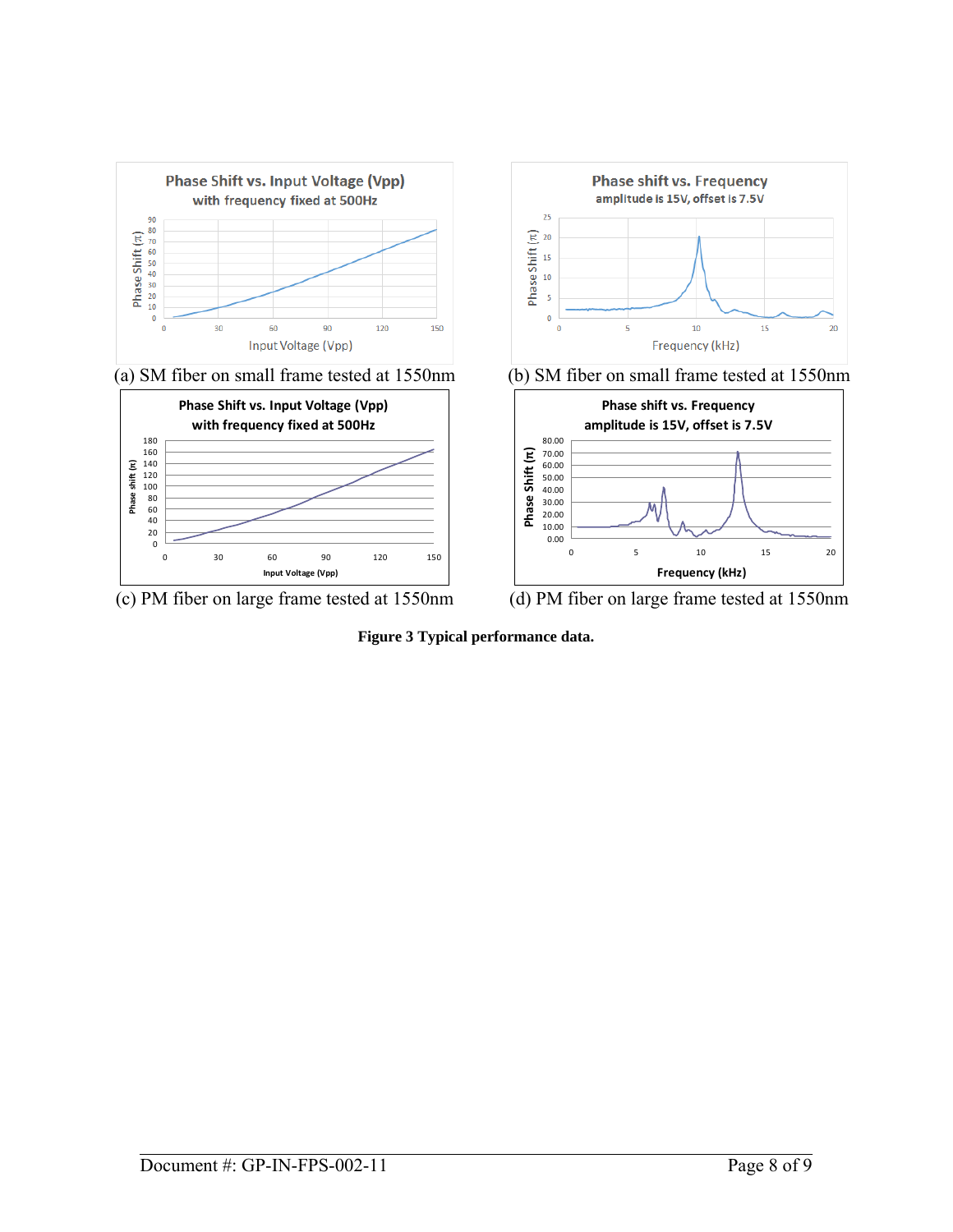(a) SM fiber on small frame tested at 1550nm

(b) SM fiber on small frame tested at 1550nm

(c) PM fiber on large frame tested at 1550nm

(d) PM fiber on large frame tested at 1550nm

**Figure 3 Typical performance data.**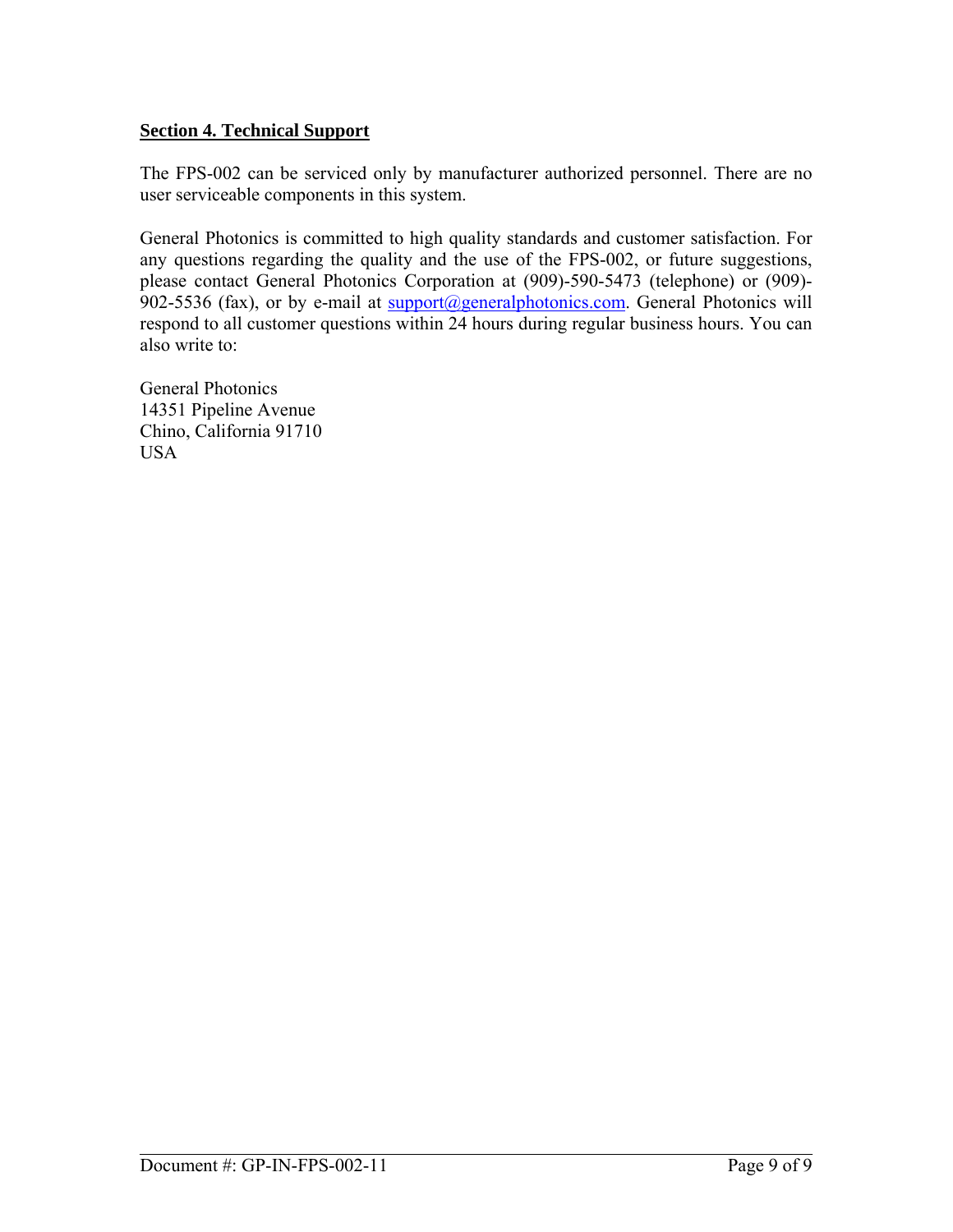## Section 4. Technical Support

The FPS-002 can be serviced only by manufacturer authorized personnel. There are no user serviceable components in this system.

General Photonics is committed to high quality standards and customer satisfaction. For any questions regarding the quality and the use of the FPS-002, or future suggestions, please contact General Photonics Corporation at (909)-590-5473 (telephone) or (909)-902-5536 (fax), or by e-mail at support@generalphotonics.com. General Photonics will respond to all customer questions within 24 hours during regular business hours. You can also write to:

General Photonics
14351 Pipeline Avenue
Chino, California 91710
USA